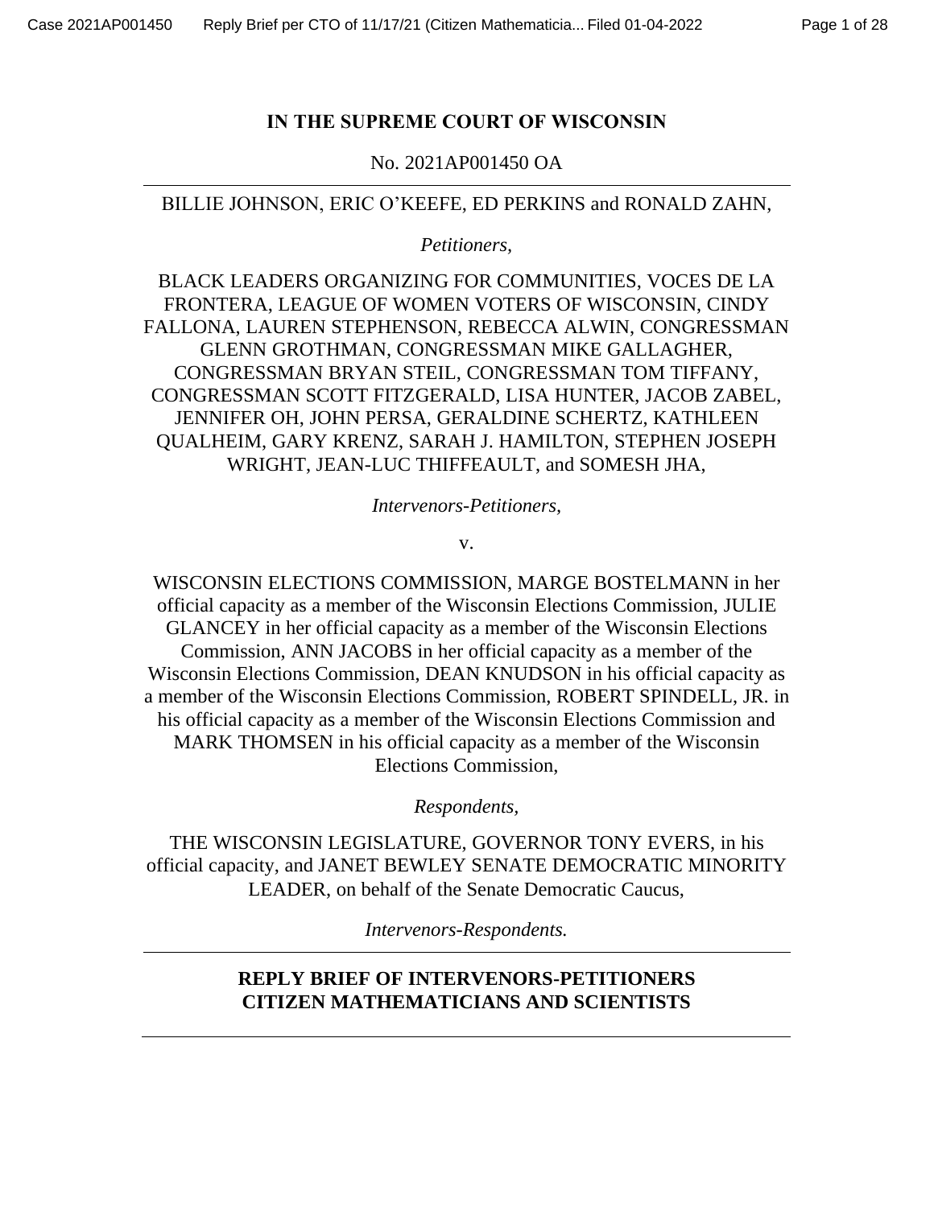**IN THE SUPREME COURT OF WISCONSIN**

No. 2021AP001450 OA

---

BILLIE JOHNSON, ERIC O'KEEFE, ED PERKINS and RONALD ZAHN,

*Petitioners,*

BLACK LEADERS ORGANIZING FOR COMMUNITIES, VOCES DE LA FRONTERA, LEAGUE OF WOMEN VOTERS OF WISCONSIN, CINDY FALLONA, LAUREN STEPHENSON, REBECCA ALWIN, CONGRESSMAN GLENN GROTHMAN, CONGRESSMAN MIKE GALLAGHER, CONGRESSMAN BRYAN STEIL, CONGRESSMAN TOM TIFFANY, CONGRESSMAN SCOTT FITZGERALD, LISA HUNTER, JACOB ZABEL, JENNIFER OH, JOHN PERSA, GERALDINE SCHERTZ, KATHLEEN QUALHEIM, GARY KRENZ, SARAH J. HAMILTON, STEPHEN JOSEPH WRIGHT, JEAN-LUC THIFFEAULT, and SOMESH JHA,

*Intervenors-Petitioners,*

v.

WISCONSIN ELECTIONS COMMISSION, MARGE BOSTELMANN in her official capacity as a member of the Wisconsin Elections Commission, JULIE GLANCEY in her official capacity as a member of the Wisconsin Elections Commission, ANN JACOBS in her official capacity as a member of the Wisconsin Elections Commission, DEAN KNUDSON in his official capacity as a member of the Wisconsin Elections Commission, ROBERT SPINDELL, JR. in his official capacity as a member of the Wisconsin Elections Commission and MARK THOMSEN in his official capacity as a member of the Wisconsin Elections Commission,

*Respondents,*

THE WISCONSIN LEGISLATURE, GOVERNOR TONY EVERS, in his official capacity, and JANET BEWLEY SENATE DEMOCRATIC MINORITY LEADER, on behalf of the Senate Democratic Caucus,

*Intervenors-Respondents.*

---

**REPLY BRIEF OF INTERVENORS-PETITIONERS CITIZEN MATHEMATICIANS AND SCIENTISTS**

---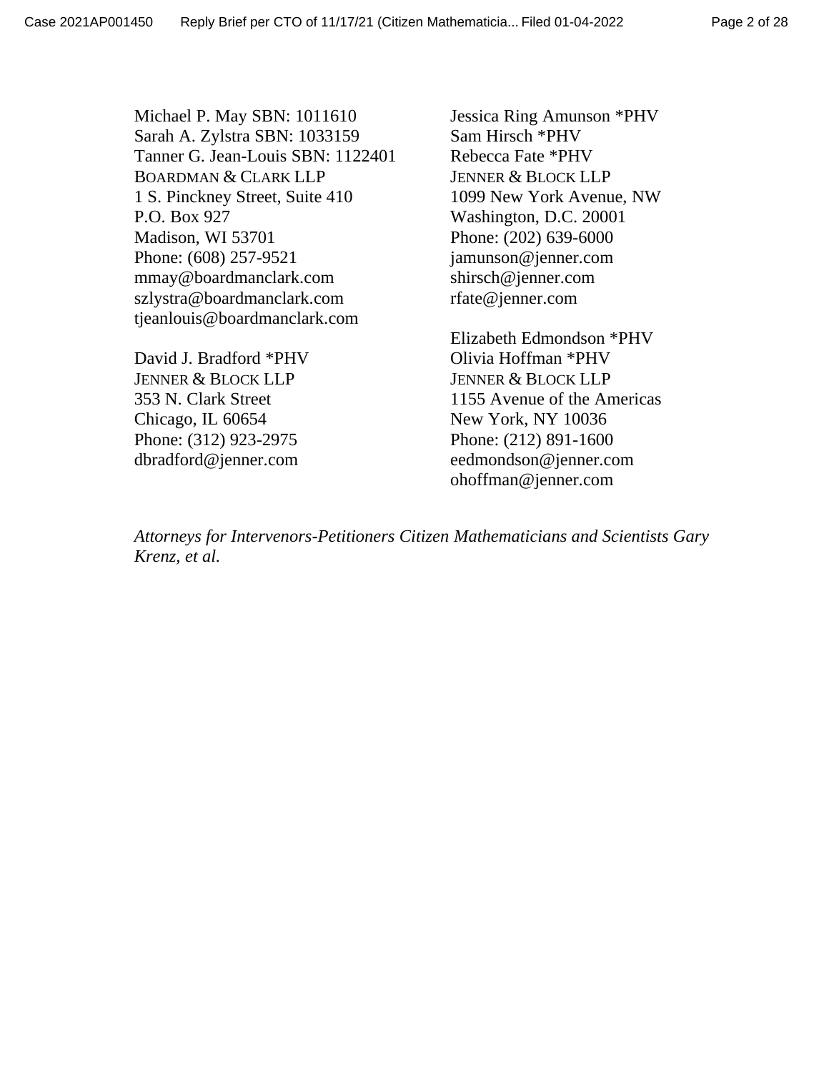Michael P. May SBN: 1011610
Sarah A. Zylstra SBN: 1033159
Tanner G. Jean-Louis SBN: 1122401
BOARDMAN & CLARK LLP
1 S. Pinckney Street, Suite 410
P.O. Box 927
Madison, WI 53701
Phone: (608) 257-9521
mmay@boardmanclark.com
szlystra@boardmanclark.com
tjeanlouis@boardmanclark.com

David J. Bradford *PHV
JENNER & BLOCK LLP
353 N. Clark Street
Chicago, IL 60654
Phone: (312) 923-2975
dbradford@jenner.com

Jessica Ring Amunson *PHV
Sam Hirsch *PHV
Rebecca Fate *PHV
JENNER & BLOCK LLP
1099 New York Avenue, NW
Washington, D.C. 20001
Phone: (202) 639-6000
jamunson@jenner.com
shirsch@jenner.com
rfate@jenner.com

Elizabeth Edmondson *PHV
Olivia Hoffman *PHV
JENNER & BLOCK LLP
1155 Avenue of the Americas
New York, NY 10036
Phone: (212) 891-1600
eedmondson@jenner.com
ohoffman@jenner.com

*Attorneys for Intervenors-Petitioners Citizen Mathematicians and Scientists Gary Krenz, et al.*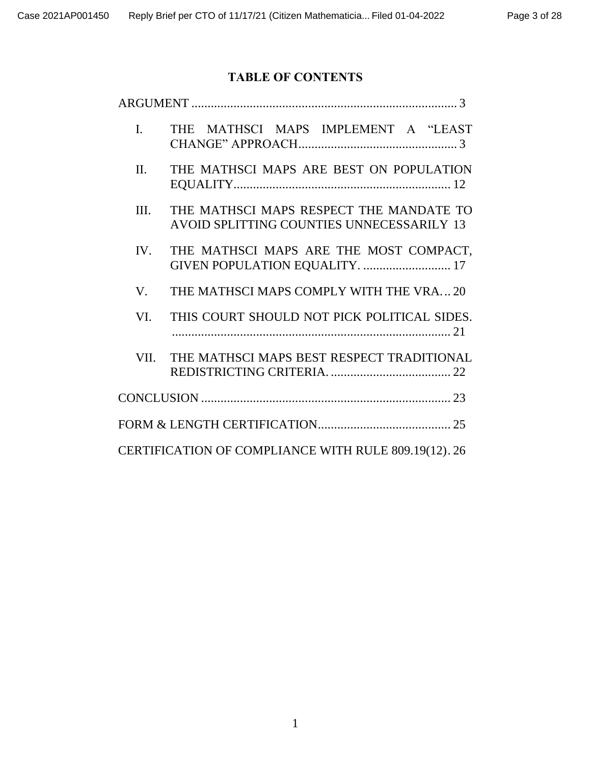## TABLE OF CONTENTS

ARGUMENT .................................................................................. 3

- I. THE MATHSCI MAPS IMPLEMENT A "LEAST CHANGE" APPROACH................................................ 3
- II. THE MATHSCI MAPS ARE BEST ON POPULATION EQUALITY.................................................................. 12
- III. THE MATHSCI MAPS RESPECT THE MANDATE TO AVOID SPLITTING COUNTIES UNNECESSARILY 13
- IV. THE MATHSCI MAPS ARE THE MOST COMPACT, GIVEN POPULATION EQUALITY. ........................... 17
- V. THE MATHSCI MAPS COMPLY WITH THE VRA... 20
- VI. THIS COURT SHOULD NOT PICK POLITICAL SIDES. ...................................................................................... 21
- VII. THE MATHSCI MAPS BEST RESPECT TRADITIONAL REDISTRICTING CRITERIA. ..................................... 22

CONCLUSION ............................................................................ 23

FORM & LENGTH CERTIFICATION......................................... 25

CERTIFICATION OF COMPLIANCE WITH RULE 809.19(12). 26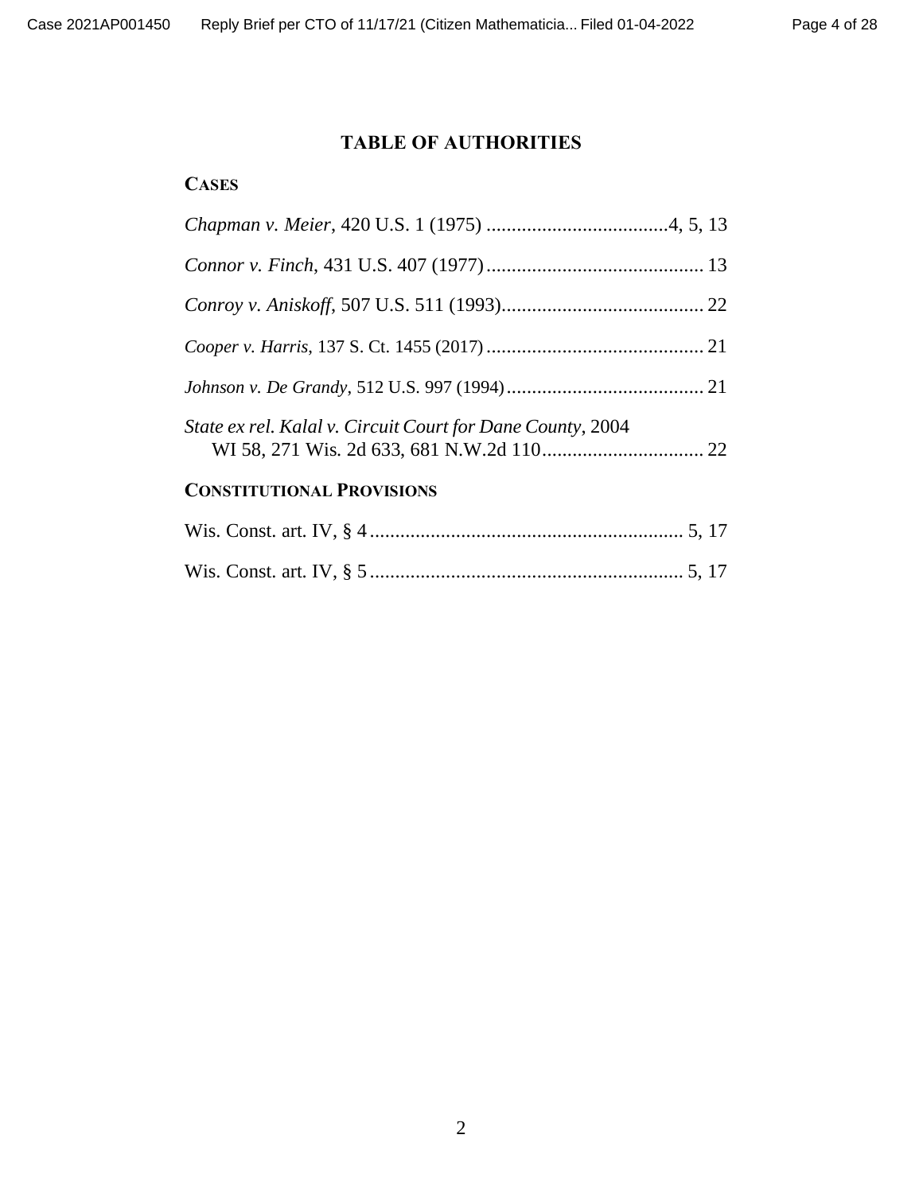# TABLE OF AUTHORITIES

## CASES

*Chapman v. Meier*, 420 U.S. 1 (1975) ....................................4, 5, 13

*Connor v. Finch*, 431 U.S. 407 (1977) ........................................... 13

*Conroy v. Aniskoff*, 507 U.S. 511 (1993)........................................ 22

*Cooper v. Harris*, 137 S. Ct. 1455 (2017) ........................................... 21

*Johnson v. De Grandy*, 512 U.S. 997 (1994) ....................................... 21

*State ex rel. Kalal v. Circuit Court for Dane County*, 2004 WI 58, 271 Wis. 2d 633, 681 N.W.2d 110................................ 22

## CONSTITUTIONAL PROVISIONS

Wis. Const. art. IV, § 4 .............................................................. 5, 17

Wis. Const. art. IV, § 5 .............................................................. 5, 17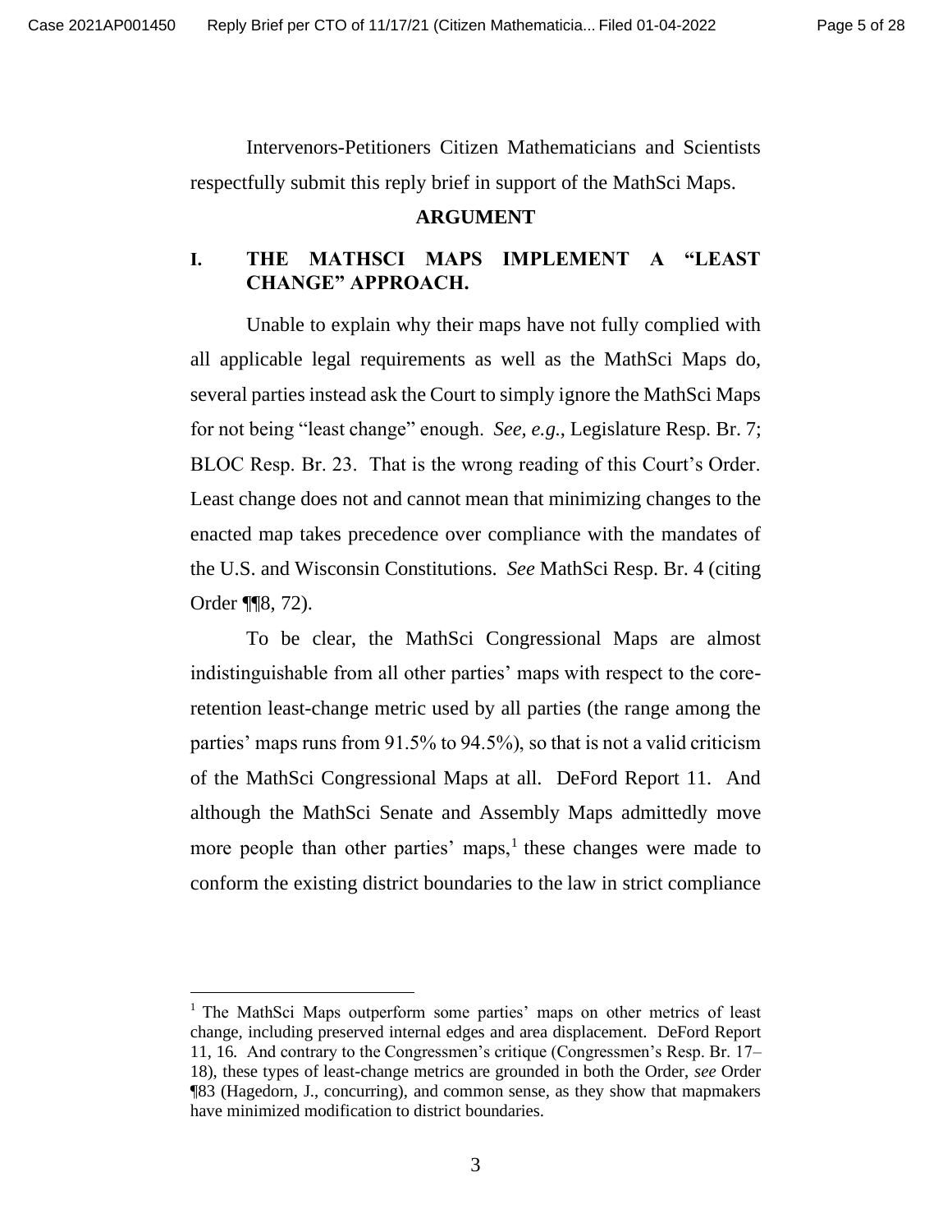Intervenors-Petitioners Citizen Mathematicians and Scientists respectfully submit this reply brief in support of the MathSci Maps.

## ARGUMENT

### I. THE MATHSCI MAPS IMPLEMENT A "LEAST CHANGE" APPROACH.

Unable to explain why their maps have not fully complied with all applicable legal requirements as well as the MathSci Maps do, several parties instead ask the Court to simply ignore the MathSci Maps for not being "least change" enough. *See, e.g.*, Legislature Resp. Br. 7; BLOC Resp. Br. 23. That is the wrong reading of this Court's Order. Least change does not and cannot mean that minimizing changes to the enacted map takes precedence over compliance with the mandates of the U.S. and Wisconsin Constitutions. *See* MathSci Resp. Br. 4 (citing Order ¶¶8, 72).

To be clear, the MathSci Congressional Maps are almost indistinguishable from all other parties' maps with respect to the core-retention least-change metric used by all parties (the range among the parties' maps runs from 91.5% to 94.5%), so that is not a valid criticism of the MathSci Congressional Maps at all. DeFord Report 11. And although the MathSci Senate and Assembly Maps admittedly move more people than other parties' maps,[1] these changes were made to conform the existing district boundaries to the law in strict compliance

---

[1] The MathSci Maps outperform some parties' maps on other metrics of least change, including preserved internal edges and area displacement. DeFord Report 11, 16. And contrary to the Congressmen's critique (Congressmen's Resp. Br. 17–18), these types of least-change metrics are grounded in both the Order, *see* Order ¶83 (Hagedorn, J., concurring), and common sense, as they show that mapmakers have minimized modification to district boundaries.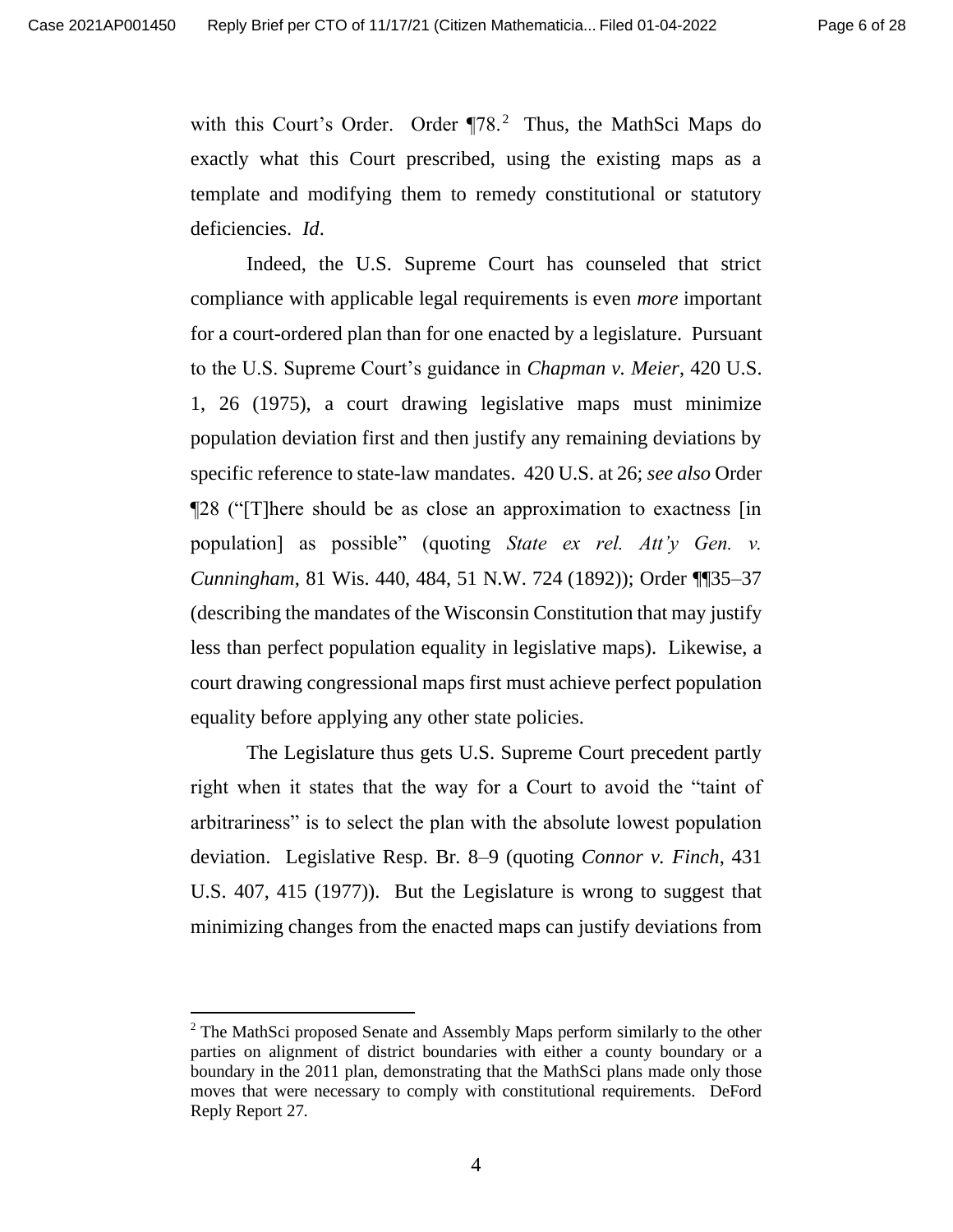with this Court's Order. Order ¶78.[2] Thus, the MathSci Maps do exactly what this Court prescribed, using the existing maps as a template and modifying them to remedy constitutional or statutory deficiencies. *Id*.

Indeed, the U.S. Supreme Court has counseled that strict compliance with applicable legal requirements is even *more* important for a court-ordered plan than for one enacted by a legislature. Pursuant to the U.S. Supreme Court's guidance in *Chapman v. Meier*, 420 U.S. 1, 26 (1975), a court drawing legislative maps must minimize population deviation first and then justify any remaining deviations by specific reference to state-law mandates. 420 U.S. at 26; *see also* Order ¶28 ("[T]here should be as close an approximation to exactness [in population] as possible" (quoting *State ex rel. Att'y Gen. v. Cunningham*, 81 Wis. 440, 484, 51 N.W. 724 (1892)); Order ¶¶35–37 (describing the mandates of the Wisconsin Constitution that may justify less than perfect population equality in legislative maps). Likewise, a court drawing congressional maps first must achieve perfect population equality before applying any other state policies.

The Legislature thus gets U.S. Supreme Court precedent partly right when it states that the way for a Court to avoid the "taint of arbitrariness" is to select the plan with the absolute lowest population deviation. Legislative Resp. Br. 8–9 (quoting *Connor v. Finch*, 431 U.S. 407, 415 (1977)). But the Legislature is wrong to suggest that minimizing changes from the enacted maps can justify deviations from

[2] The MathSci proposed Senate and Assembly Maps perform similarly to the other parties on alignment of district boundaries with either a county boundary or a boundary in the 2011 plan, demonstrating that the MathSci plans made only those moves that were necessary to comply with constitutional requirements. DeFord Reply Report 27.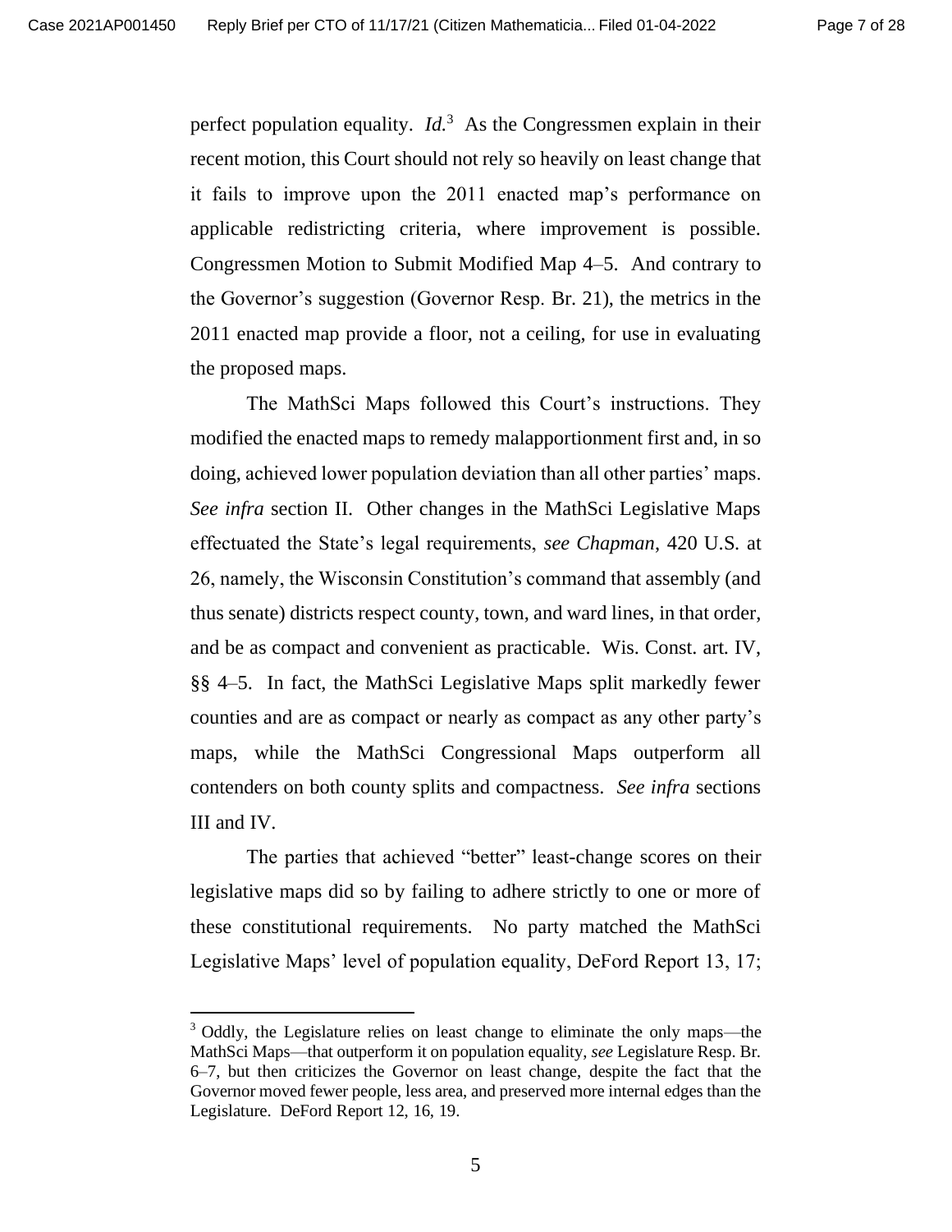perfect population equality. *Id.*[3] As the Congressmen explain in their recent motion, this Court should not rely so heavily on least change that it fails to improve upon the 2011 enacted map's performance on applicable redistricting criteria, where improvement is possible. Congressmen Motion to Submit Modified Map 4–5. And contrary to the Governor's suggestion (Governor Resp. Br. 21), the metrics in the 2011 enacted map provide a floor, not a ceiling, for use in evaluating the proposed maps.

The MathSci Maps followed this Court's instructions. They modified the enacted maps to remedy malapportionment first and, in so doing, achieved lower population deviation than all other parties' maps. *See infra* section II. Other changes in the MathSci Legislative Maps effectuated the State's legal requirements, *see Chapman*, 420 U.S. at 26, namely, the Wisconsin Constitution's command that assembly (and thus senate) districts respect county, town, and ward lines, in that order, and be as compact and convenient as practicable. Wis. Const. art. IV, §§ 4–5. In fact, the MathSci Legislative Maps split markedly fewer counties and are as compact or nearly as compact as any other party's maps, while the MathSci Congressional Maps outperform all contenders on both county splits and compactness. *See infra* sections III and IV.

The parties that achieved "better" least-change scores on their legislative maps did so by failing to adhere strictly to one or more of these constitutional requirements. No party matched the MathSci Legislative Maps' level of population equality, DeFord Report 13, 17;

---

[3] Oddly, the Legislature relies on least change to eliminate the only maps—the MathSci Maps—that outperform it on population equality, *see* Legislature Resp. Br. 6–7, but then criticizes the Governor on least change, despite the fact that the Governor moved fewer people, less area, and preserved more internal edges than the Legislature. DeFord Report 12, 16, 19.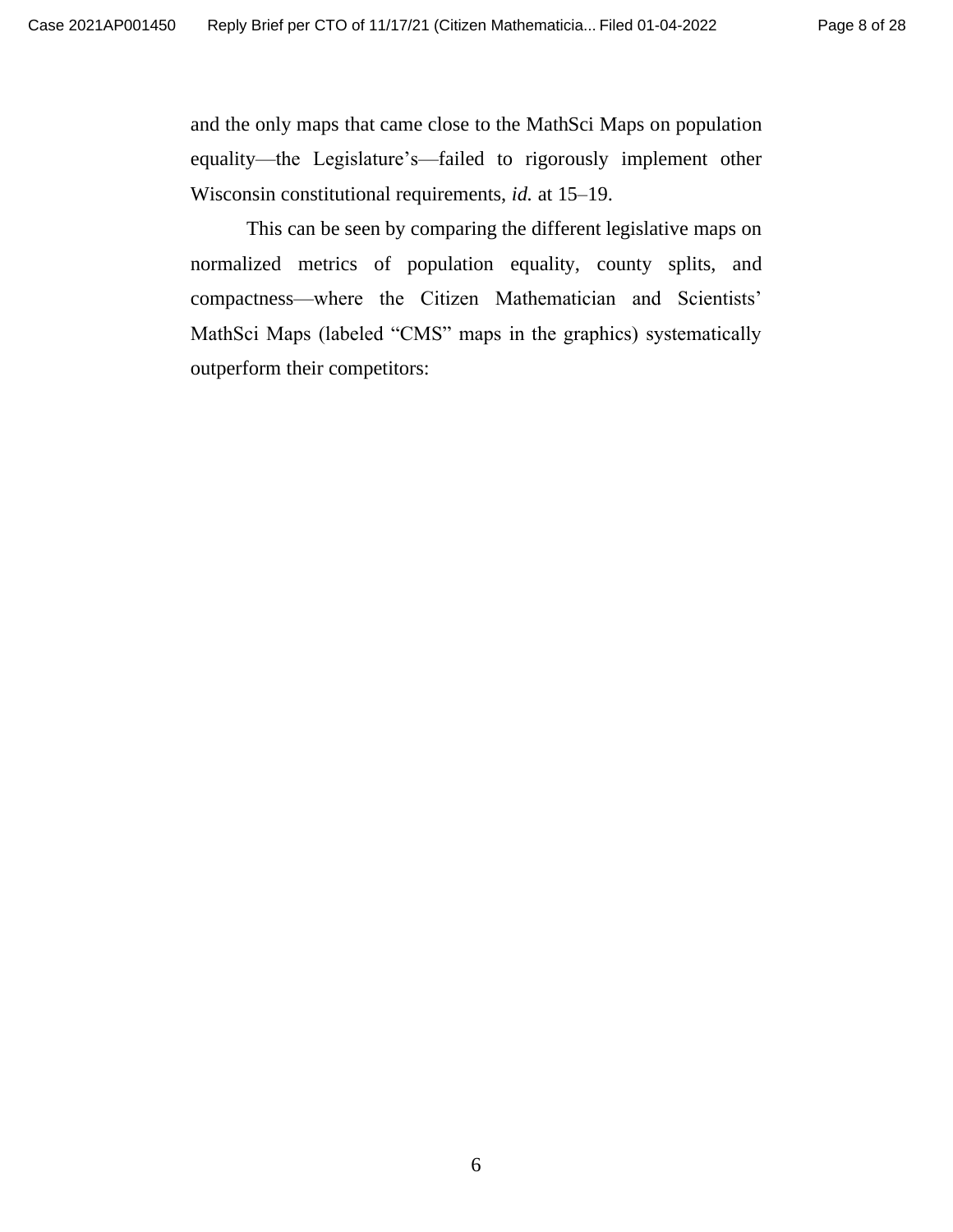and the only maps that came close to the MathSci Maps on population equality—the Legislature's—failed to rigorously implement other Wisconsin constitutional requirements, *id.* at 15–19.

This can be seen by comparing the different legislative maps on normalized metrics of population equality, county splits, and compactness—where the Citizen Mathematician and Scientists' MathSci Maps (labeled "CMS" maps in the graphics) systematically outperform their competitors: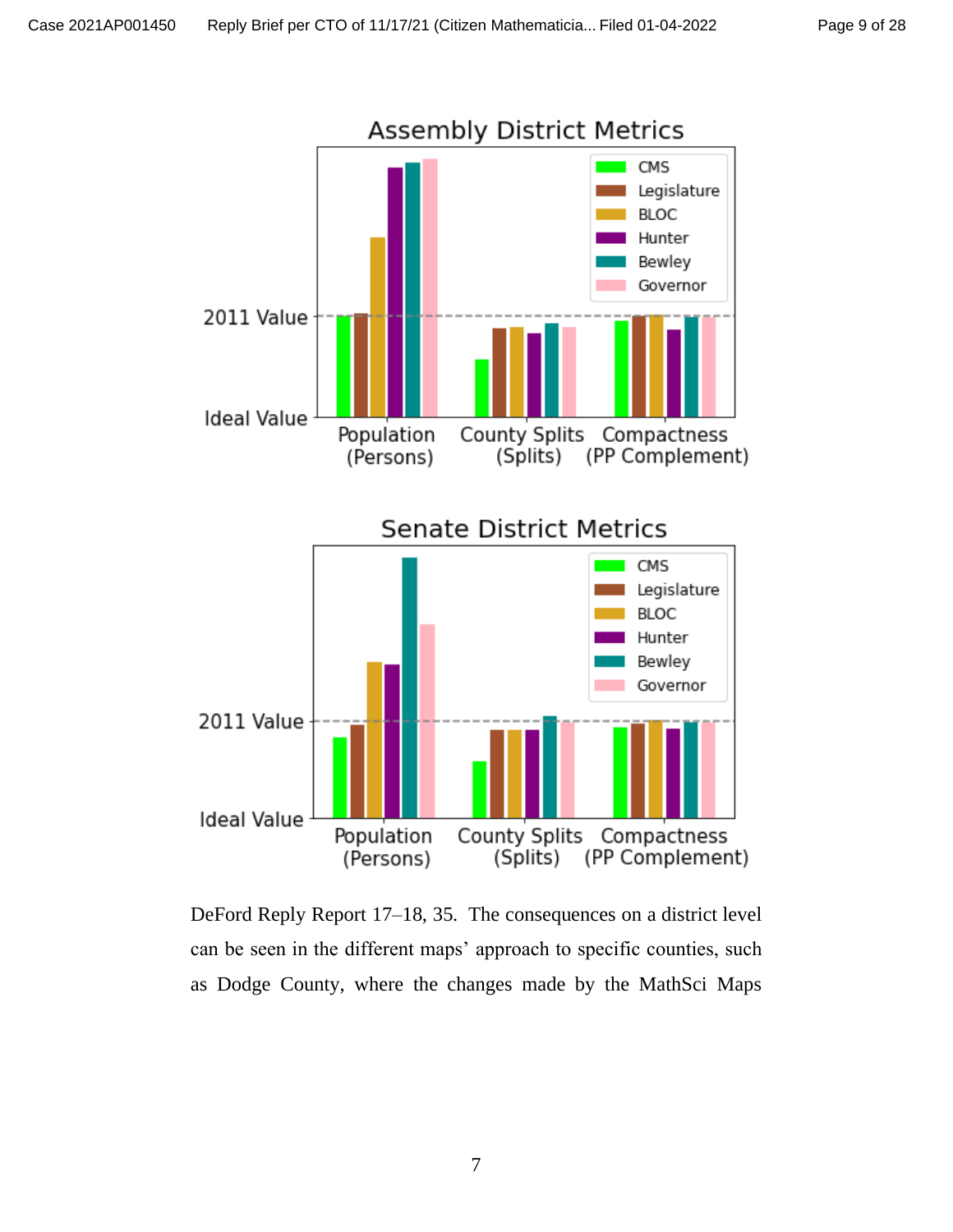DeFord Reply Report 17–18, 35. The consequences on a district level can be seen in the different maps' approach to specific counties, such as Dodge County, where the changes made by the MathSci Maps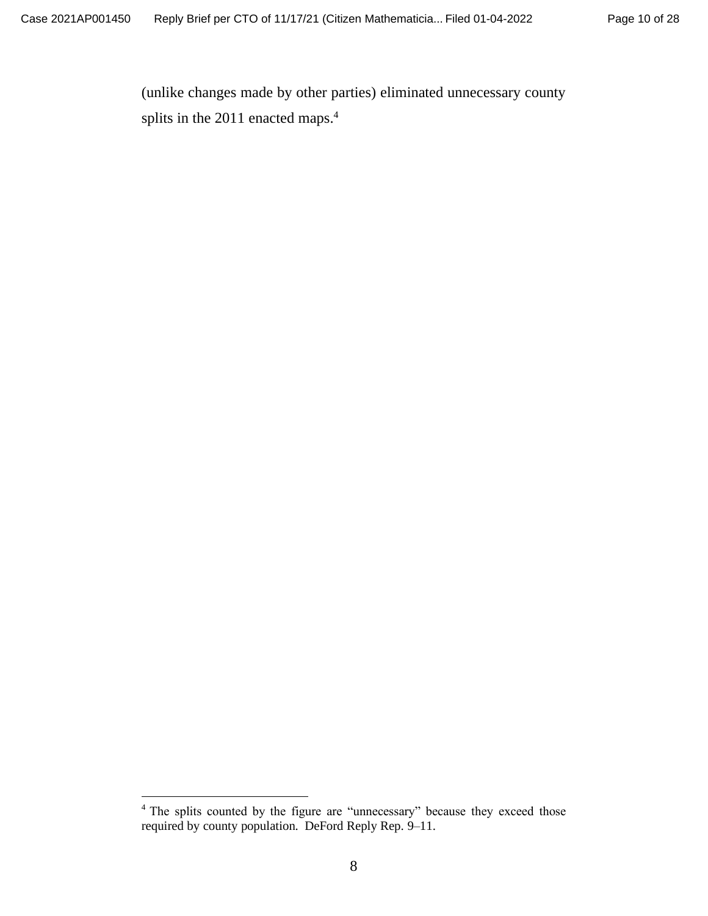(unlike changes made by other parties) eliminated unnecessary county splits in the 2011 enacted maps.[4]

---

[4] The splits counted by the figure are "unnecessary" because they exceed those required by county population. DeFord Reply Rep. 9–11.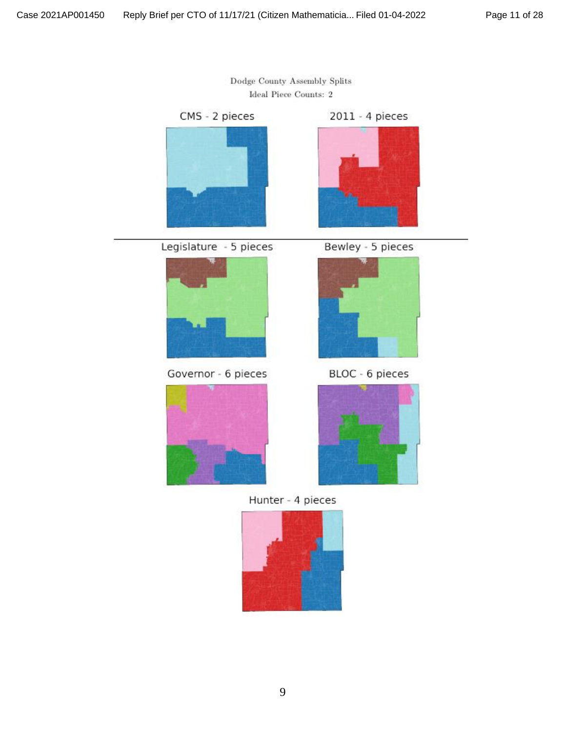Dodge County Assembly Splits
Ideal Piece Counts: 2

CMS - 2 pieces

2011 - 4 pieces

Legislature - 5 pieces

Bewley - 5 pieces

Governor - 6 pieces

BLOC - 6 pieces

Hunter - 4 pieces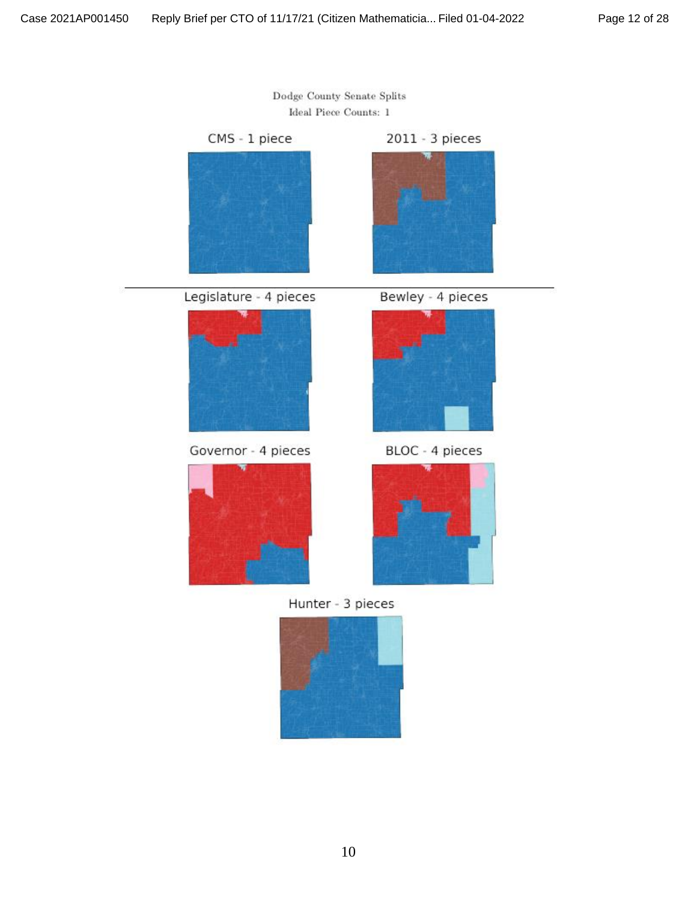Dodge County Senate Splits

Ideal Piece Counts: 1

CMS - 1 piece

2011 - 3 pieces

Legislature - 4 pieces

Bewley - 4 pieces

Governor - 4 pieces

BLOC - 4 pieces

Hunter - 3 pieces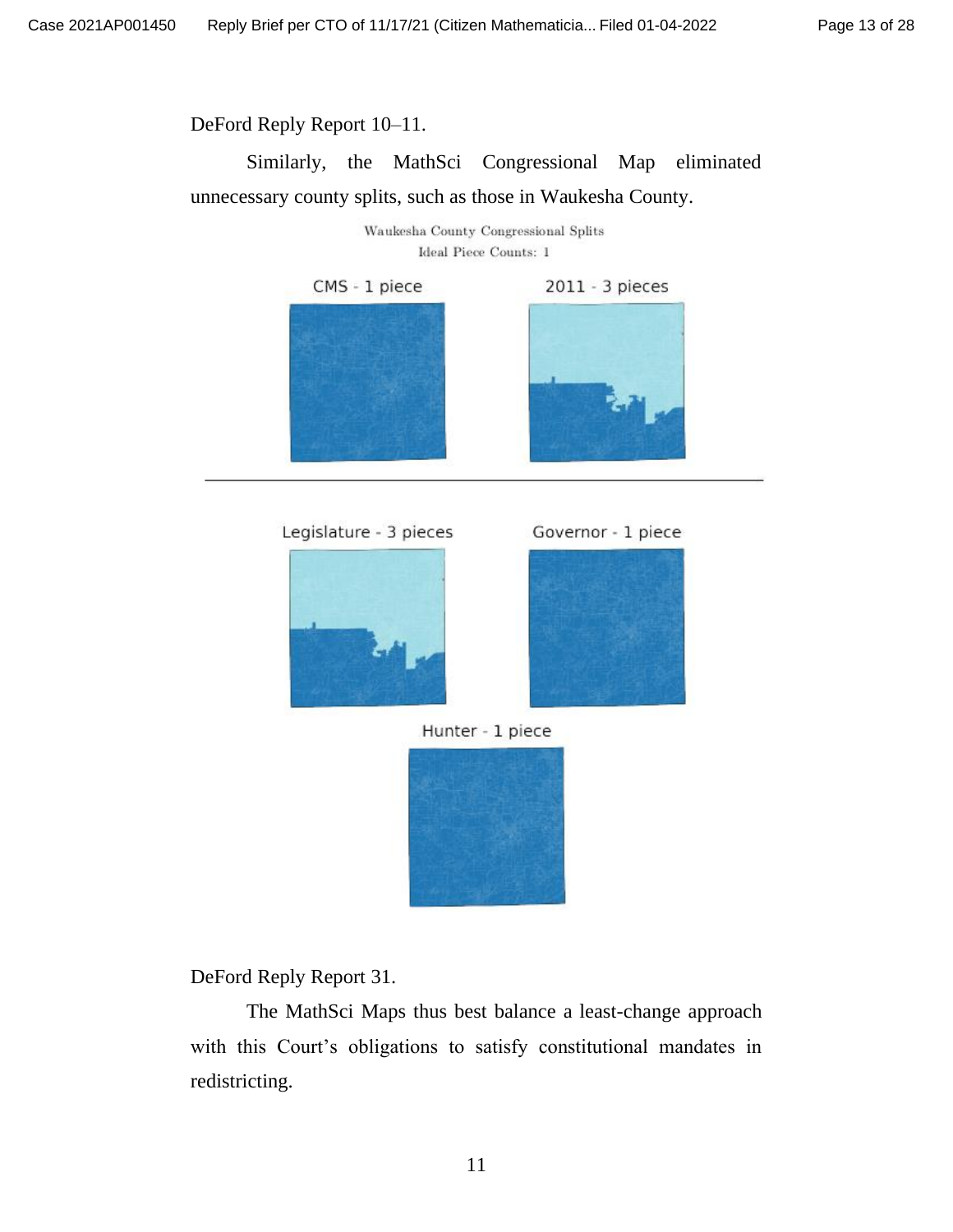DeFord Reply Report 10–11.

Similarly, the MathSci Congressional Map eliminated unnecessary county splits, such as those in Waukesha County.

Waukesha County Congressional Splits
Ideal Piece Counts: 1

CMS - 1 piece

2011 - 3 pieces

Legislature - 3 pieces

Governor - 1 piece

Hunter - 1 piece

DeFord Reply Report 31.

The MathSci Maps thus best balance a least-change approach with this Court's obligations to satisfy constitutional mandates in redistricting.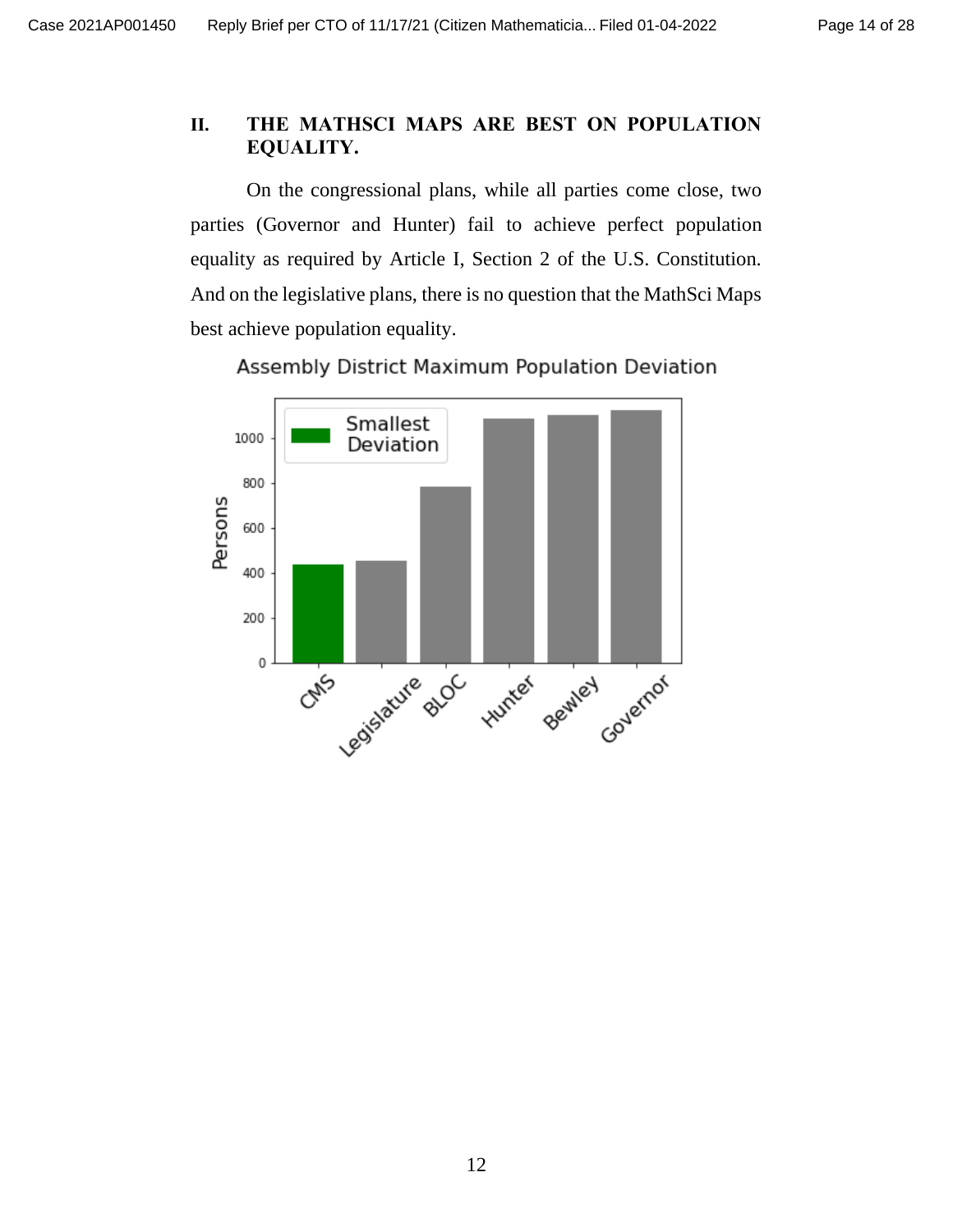## II. THE MATHSCI MAPS ARE BEST ON POPULATION EQUALITY.

On the congressional plans, while all parties come close, two parties (Governor and Hunter) fail to achieve perfect population equality as required by Article I, Section 2 of the U.S. Constitution. And on the legislative plans, there is no question that the MathSci Maps best achieve population equality.

Assembly District Maximum Population Deviation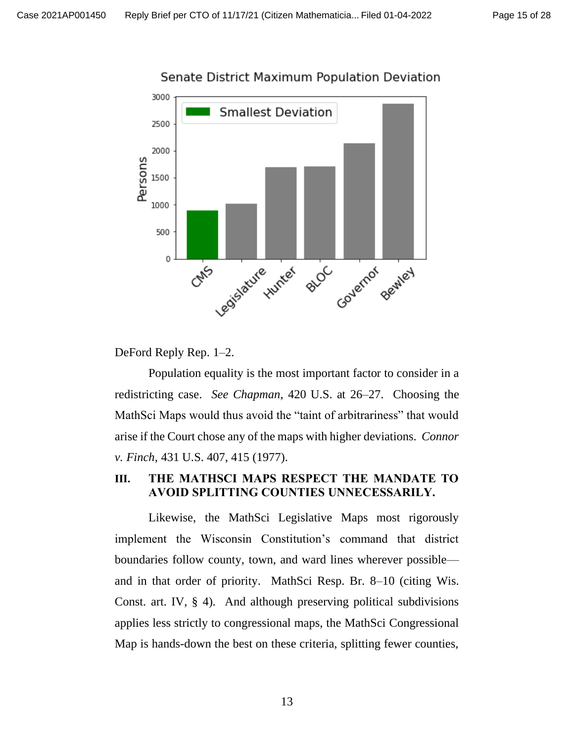Senate District Maximum Population Deviation

| Map | Persons (approx.) |
| --- | --- |
| CMS (Smallest Deviation) | ~900 |
| Legislature | ~1,020 |
| Hunter | ~1,700 |
| BLOC | ~1,710 |
| Governor | ~2,140 |
| Bewley | ~2,880 |

DeFord Reply Rep. 1–2.

Population equality is the most important factor to consider in a redistricting case. *See Chapman*, 420 U.S. at 26–27. Choosing the MathSci Maps would thus avoid the "taint of arbitrariness" that would arise if the Court chose any of the maps with higher deviations. *Connor v. Finch*, 431 U.S. 407, 415 (1977).

## III. THE MATHSCI MAPS RESPECT THE MANDATE TO AVOID SPLITTING COUNTIES UNNECESSARILY.

Likewise, the MathSci Legislative Maps most rigorously implement the Wisconsin Constitution's command that district boundaries follow county, town, and ward lines wherever possible—and in that order of priority. MathSci Resp. Br. 8–10 (citing Wis. Const. art. IV, § 4). And although preserving political subdivisions applies less strictly to congressional maps, the MathSci Congressional Map is hands-down the best on these criteria, splitting fewer counties,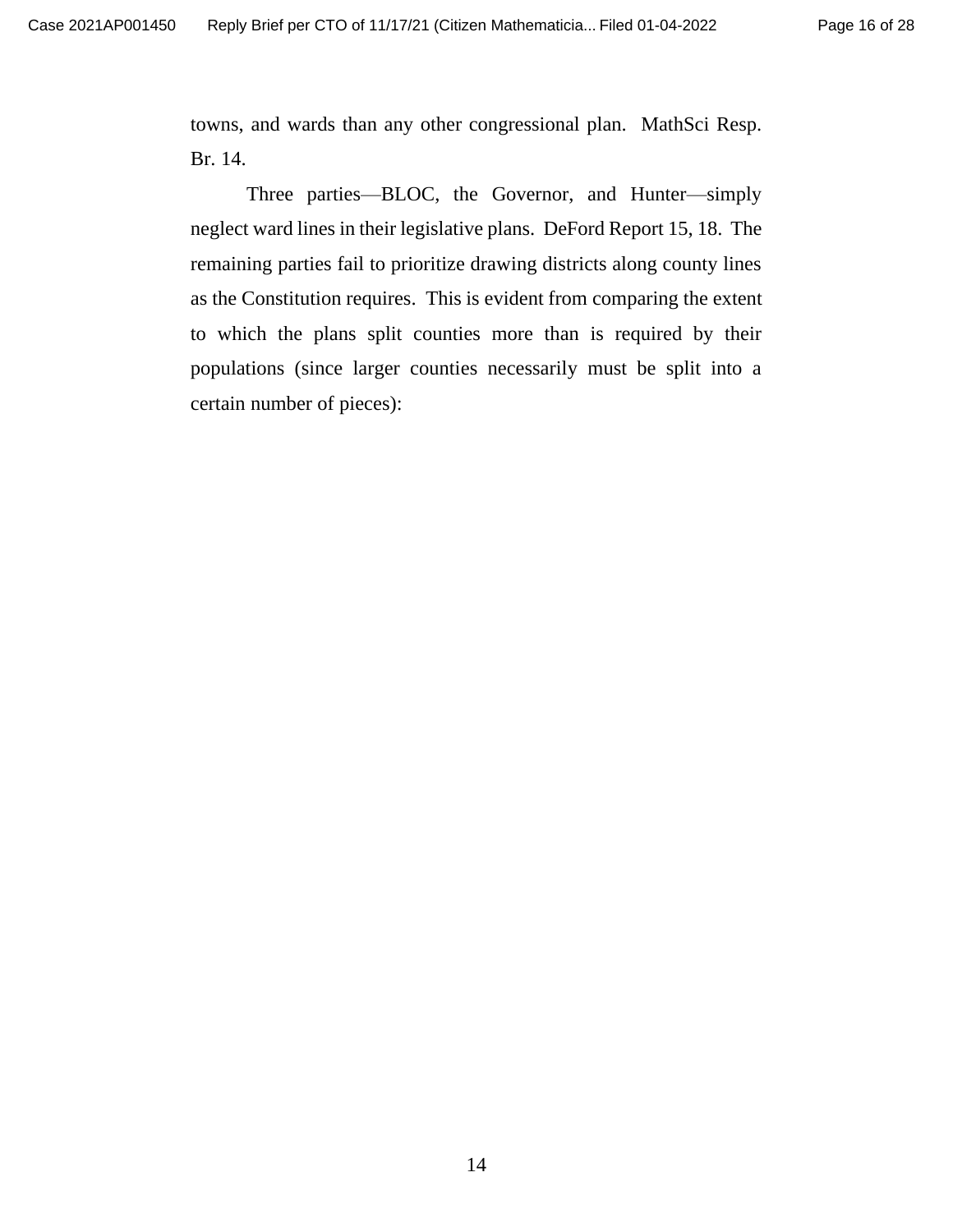towns, and wards than any other congressional plan. MathSci Resp. Br. 14.

Three parties—BLOC, the Governor, and Hunter—simply neglect ward lines in their legislative plans. DeFord Report 15, 18. The remaining parties fail to prioritize drawing districts along county lines as the Constitution requires. This is evident from comparing the extent to which the plans split counties more than is required by their populations (since larger counties necessarily must be split into a certain number of pieces):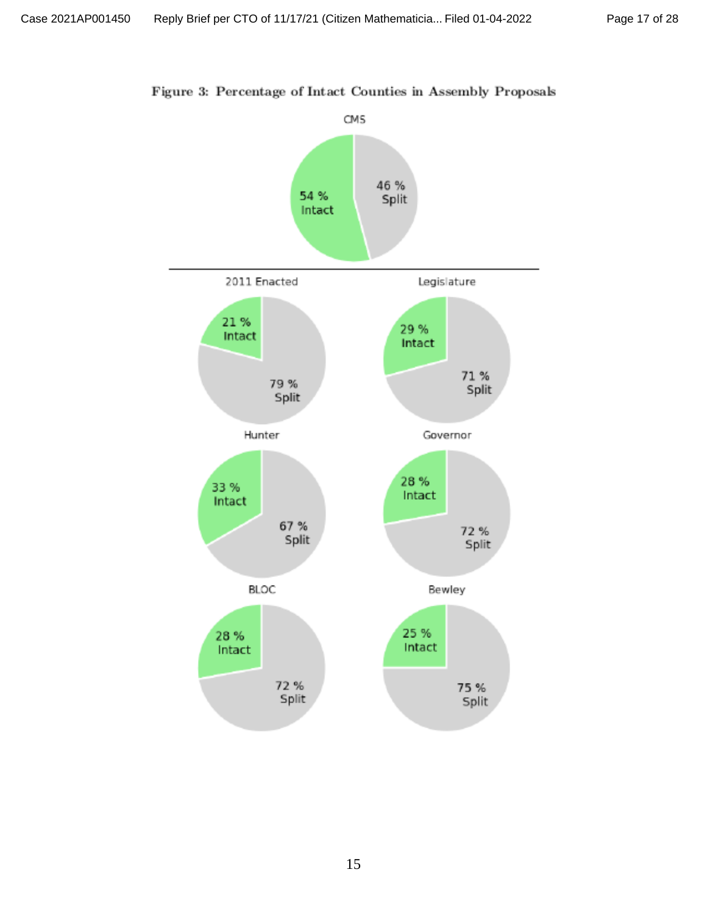Figure 3: Percentage of Intact Counties in Assembly Proposals

CMS

54 % Intact

46 % Split

2011 Enacted

21 % Intact

79 % Split

Legislature

29 % Intact

71 % Split

Hunter

33 % Intact

67 % Split

Governor

28 % Intact

72 % Split

BLOC

28 % Intact

72 % Split

Bewley

25 % Intact

75 % Split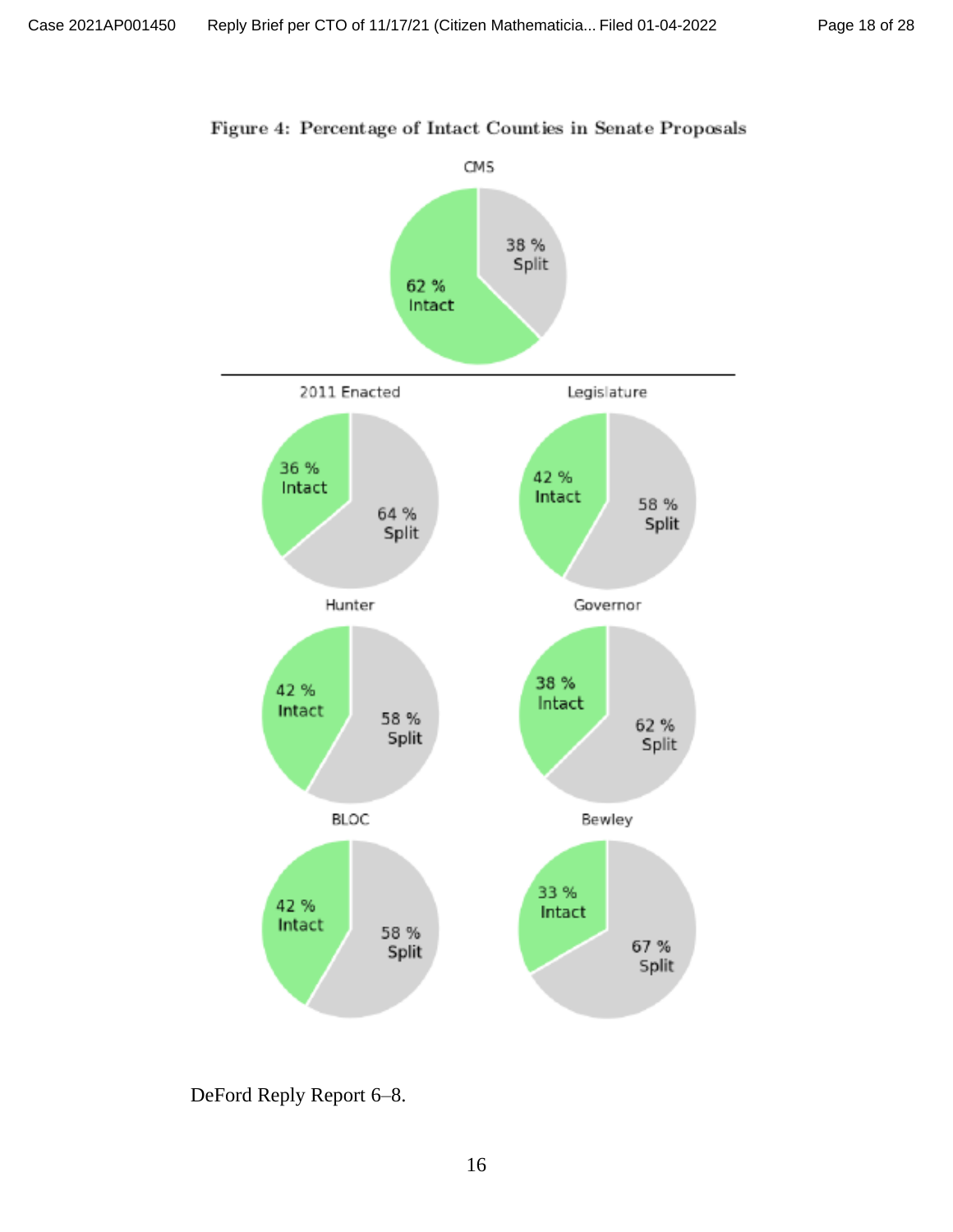**Figure 4: Percentage of Intact Counties in Senate Proposals**

CMS: 62 % Intact, 38 % Split

2011 Enacted: 36 % Intact, 64 % Split

Legislature: 42 % Intact, 58 % Split

Hunter: 42 % Intact, 58 % Split

Governor: 38 % Intact, 62 % Split

BLOC: 42 % Intact, 58 % Split

Bewley: 33 % Intact, 67 % Split

DeFord Reply Report 6–8.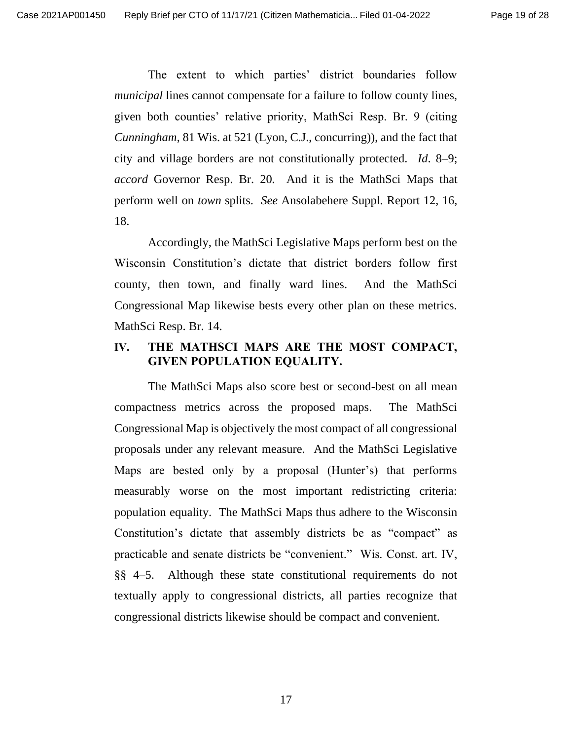The extent to which parties' district boundaries follow *municipal* lines cannot compensate for a failure to follow county lines, given both counties' relative priority, MathSci Resp. Br. 9 (citing *Cunningham*, 81 Wis. at 521 (Lyon, C.J., concurring)), and the fact that city and village borders are not constitutionally protected. *Id*. 8–9; *accord* Governor Resp. Br. 20. And it is the MathSci Maps that perform well on *town* splits. *See* Ansolabehere Suppl. Report 12, 16, 18.

Accordingly, the MathSci Legislative Maps perform best on the Wisconsin Constitution's dictate that district borders follow first county, then town, and finally ward lines. And the MathSci Congressional Map likewise bests every other plan on these metrics. MathSci Resp. Br. 14.

## IV. THE MATHSCI MAPS ARE THE MOST COMPACT, GIVEN POPULATION EQUALITY.

The MathSci Maps also score best or second-best on all mean compactness metrics across the proposed maps. The MathSci Congressional Map is objectively the most compact of all congressional proposals under any relevant measure. And the MathSci Legislative Maps are bested only by a proposal (Hunter's) that performs measurably worse on the most important redistricting criteria: population equality. The MathSci Maps thus adhere to the Wisconsin Constitution's dictate that assembly districts be as "compact" as practicable and senate districts be "convenient." Wis. Const. art. IV, §§ 4–5. Although these state constitutional requirements do not textually apply to congressional districts, all parties recognize that congressional districts likewise should be compact and convenient.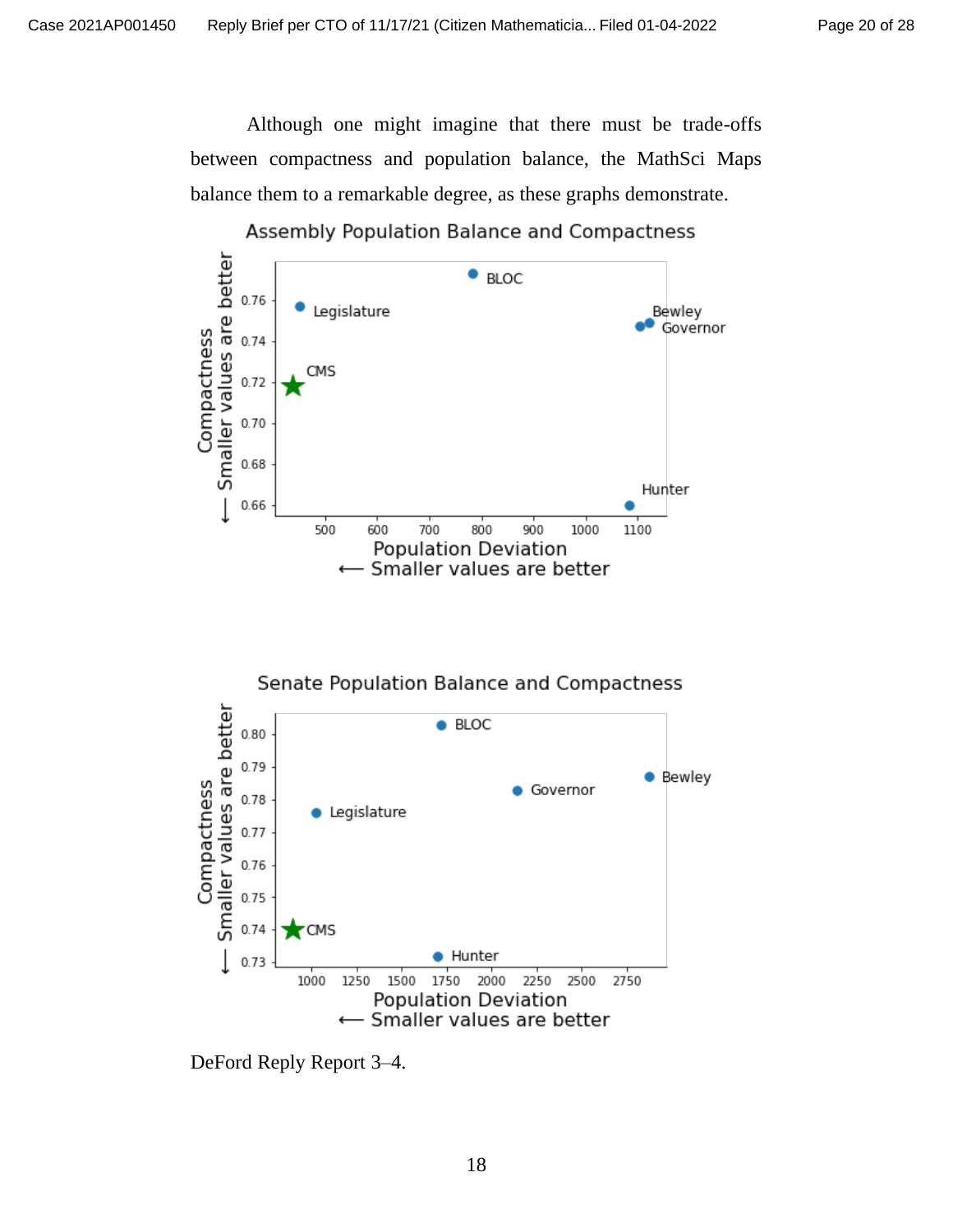Although one might imagine that there must be trade-offs between compactness and population balance, the MathSci Maps balance them to a remarkable degree, as these graphs demonstrate.

Assembly Population Balance and Compactness

Compactness ⟵ Smaller values are better

Population Deviation ⟵ Smaller values are better

Senate Population Balance and Compactness

Compactness ⟵ Smaller values are better

Population Deviation ⟵ Smaller values are better

DeFord Reply Report 3–4.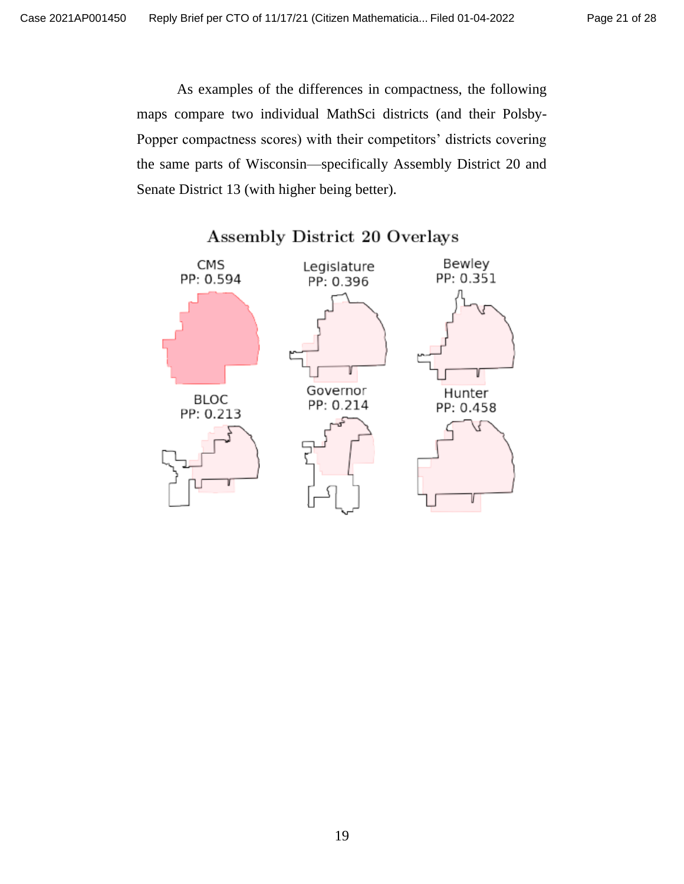As examples of the differences in compactness, the following maps compare two individual MathSci districts (and their Polsby-Popper compactness scores) with their competitors' districts covering the same parts of Wisconsin—specifically Assembly District 20 and Senate District 13 (with higher being better).

**Assembly District 20 Overlays**

CMS
PP: 0.594

Legislature
PP: 0.396

Bewley
PP: 0.351

BLOC
PP: 0.213

Governor
PP: 0.214

Hunter
PP: 0.458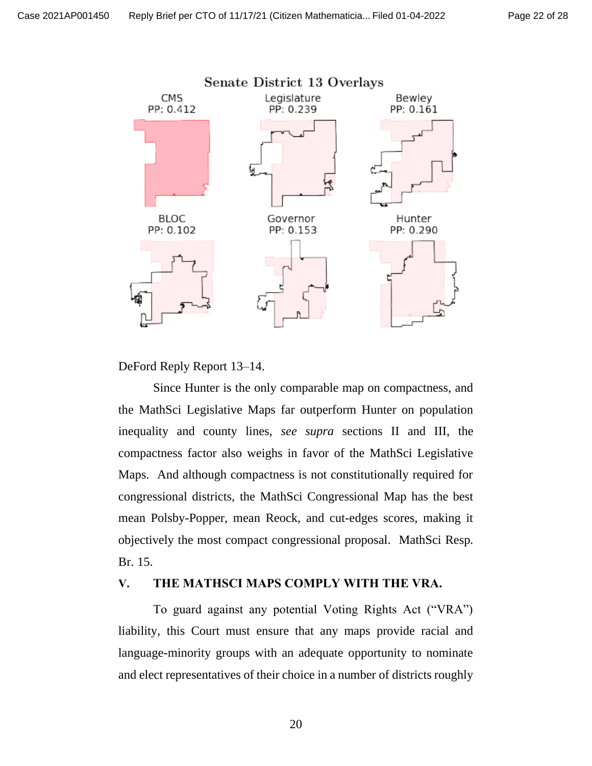Senate District 13 Overlays

CMS PP: 0.412 | Legislature PP: 0.239 | Bewley PP: 0.161
BLOC PP: 0.102 | Governor PP: 0.153 | Hunter PP: 0.290

DeFord Reply Report 13–14.

Since Hunter is the only comparable map on compactness, and the MathSci Legislative Maps far outperform Hunter on population inequality and county lines, *see supra* sections II and III, the compactness factor also weighs in favor of the MathSci Legislative Maps. And although compactness is not constitutionally required for congressional districts, the MathSci Congressional Map has the best mean Polsby-Popper, mean Reock, and cut-edges scores, making it objectively the most compact congressional proposal. MathSci Resp. Br. 15.

## V. THE MATHSCI MAPS COMPLY WITH THE VRA.

To guard against any potential Voting Rights Act ("VRA") liability, this Court must ensure that any maps provide racial and language-minority groups with an adequate opportunity to nominate and elect representatives of their choice in a number of districts roughly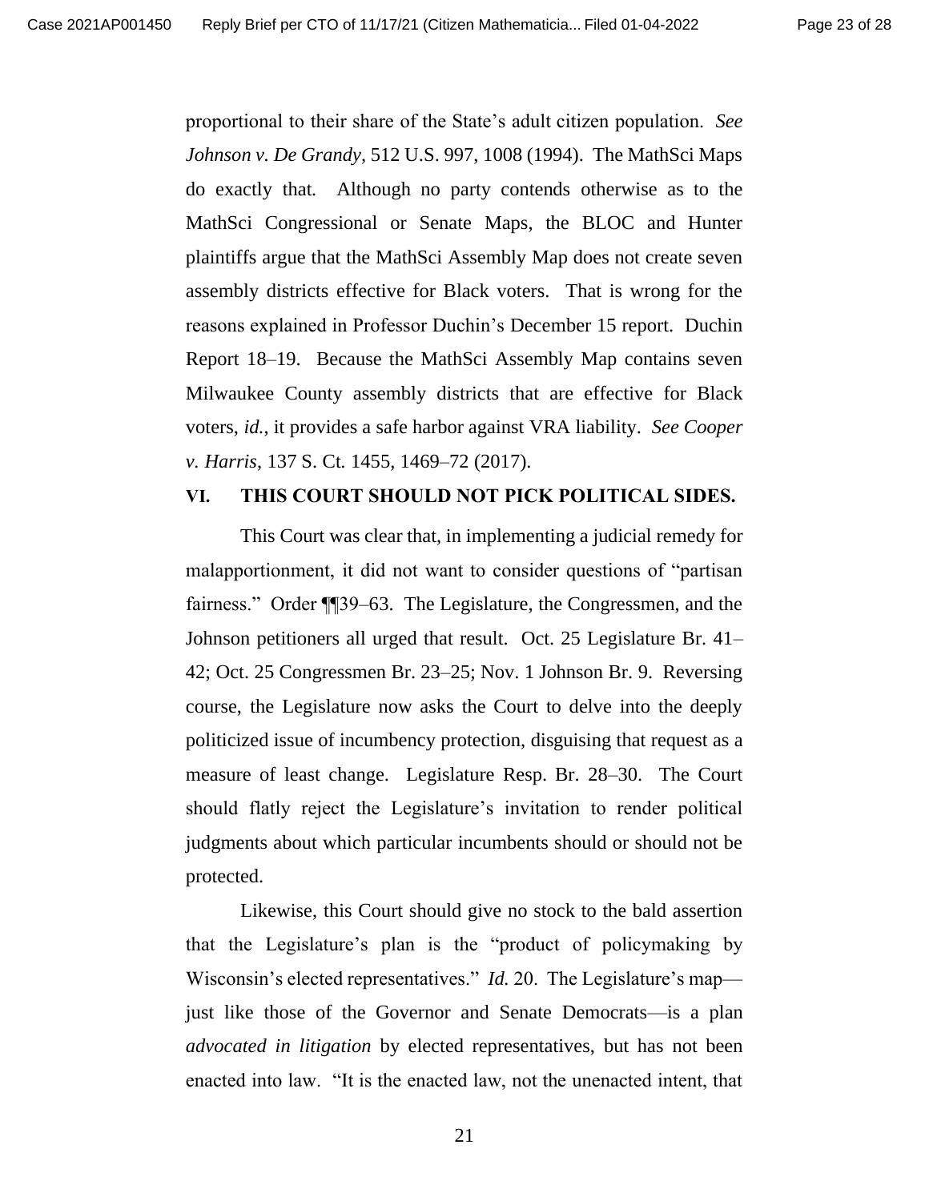proportional to their share of the State's adult citizen population. *See Johnson v. De Grandy*, 512 U.S. 997, 1008 (1994). The MathSci Maps do exactly that. Although no party contends otherwise as to the MathSci Congressional or Senate Maps, the BLOC and Hunter plaintiffs argue that the MathSci Assembly Map does not create seven assembly districts effective for Black voters. That is wrong for the reasons explained in Professor Duchin's December 15 report. Duchin Report 18–19. Because the MathSci Assembly Map contains seven Milwaukee County assembly districts that are effective for Black voters, *id.*, it provides a safe harbor against VRA liability. *See Cooper v. Harris*, 137 S. Ct. 1455, 1469–72 (2017).

## VI. THIS COURT SHOULD NOT PICK POLITICAL SIDES.

This Court was clear that, in implementing a judicial remedy for malapportionment, it did not want to consider questions of "partisan fairness." Order ¶¶39–63. The Legislature, the Congressmen, and the Johnson petitioners all urged that result. Oct. 25 Legislature Br. 41–42; Oct. 25 Congressmen Br. 23–25; Nov. 1 Johnson Br. 9. Reversing course, the Legislature now asks the Court to delve into the deeply politicized issue of incumbency protection, disguising that request as a measure of least change. Legislature Resp. Br. 28–30. The Court should flatly reject the Legislature's invitation to render political judgments about which particular incumbents should or should not be protected.

Likewise, this Court should give no stock to the bald assertion that the Legislature's plan is the "product of policymaking by Wisconsin's elected representatives." *Id.* 20. The Legislature's map—just like those of the Governor and Senate Democrats—is a plan *advocated in litigation* by elected representatives, but has not been enacted into law. "It is the enacted law, not the unenacted intent, that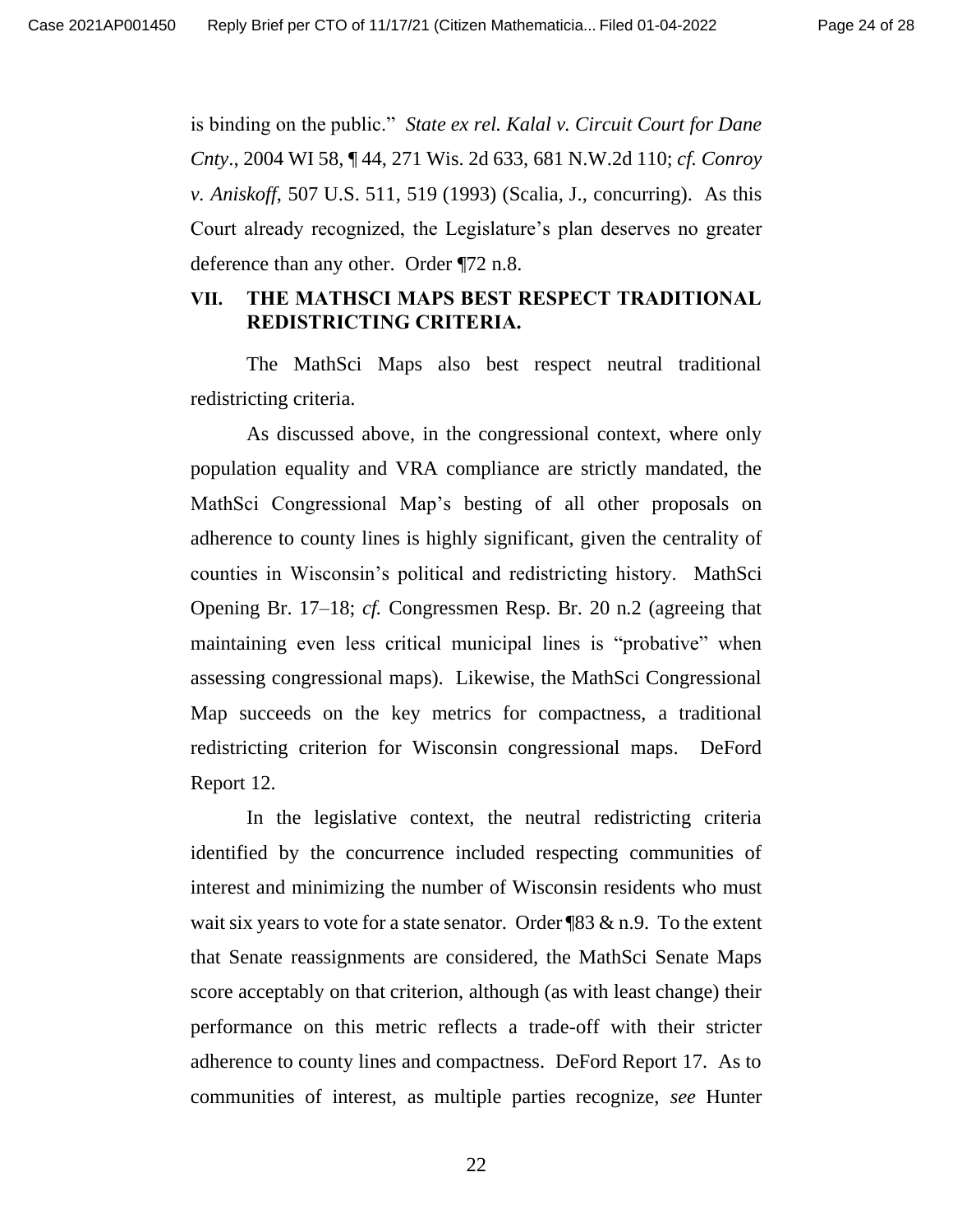is binding on the public." *State ex rel. Kalal v. Circuit Court for Dane Cnty*., 2004 WI 58, ¶ 44, 271 Wis. 2d 633, 681 N.W.2d 110; *cf. Conroy v. Aniskoff*, 507 U.S. 511, 519 (1993) (Scalia, J., concurring). As this Court already recognized, the Legislature's plan deserves no greater deference than any other. Order ¶72 n.8.

## VII. THE MATHSCI MAPS BEST RESPECT TRADITIONAL REDISTRICTING CRITERIA.

The MathSci Maps also best respect neutral traditional redistricting criteria.

As discussed above, in the congressional context, where only population equality and VRA compliance are strictly mandated, the MathSci Congressional Map's besting of all other proposals on adherence to county lines is highly significant, given the centrality of counties in Wisconsin's political and redistricting history. MathSci Opening Br. 17–18; *cf.* Congressmen Resp. Br. 20 n.2 (agreeing that maintaining even less critical municipal lines is "probative" when assessing congressional maps). Likewise, the MathSci Congressional Map succeeds on the key metrics for compactness, a traditional redistricting criterion for Wisconsin congressional maps. DeFord Report 12.

In the legislative context, the neutral redistricting criteria identified by the concurrence included respecting communities of interest and minimizing the number of Wisconsin residents who must wait six years to vote for a state senator. Order ¶83 & n.9. To the extent that Senate reassignments are considered, the MathSci Senate Maps score acceptably on that criterion, although (as with least change) their performance on this metric reflects a trade-off with their stricter adherence to county lines and compactness. DeFord Report 17. As to communities of interest, as multiple parties recognize, *see* Hunter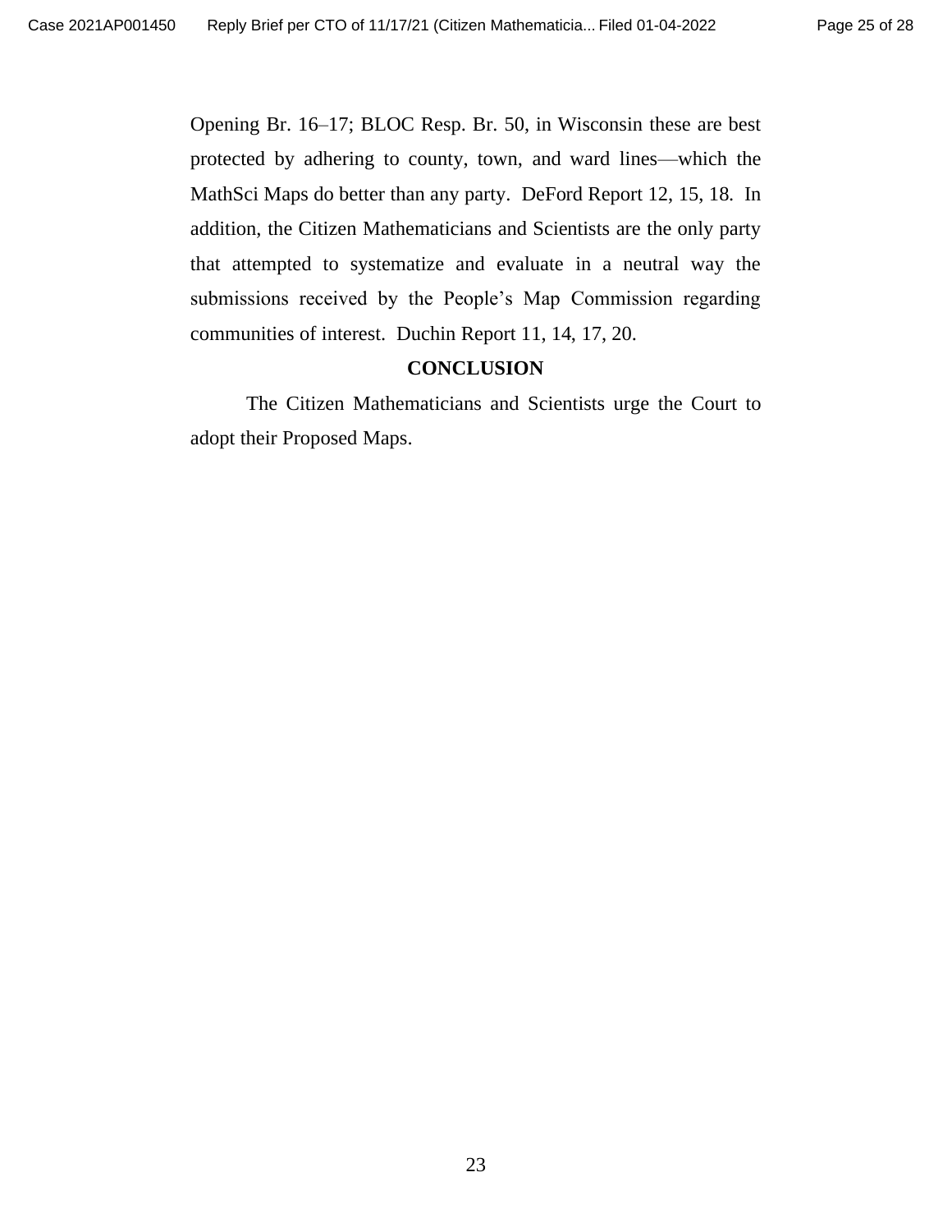Opening Br. 16–17; BLOC Resp. Br. 50, in Wisconsin these are best protected by adhering to county, town, and ward lines—which the MathSci Maps do better than any party. DeFord Report 12, 15, 18. In addition, the Citizen Mathematicians and Scientists are the only party that attempted to systematize and evaluate in a neutral way the submissions received by the People's Map Commission regarding communities of interest. Duchin Report 11, 14, 17, 20.

## CONCLUSION

The Citizen Mathematicians and Scientists urge the Court to adopt their Proposed Maps.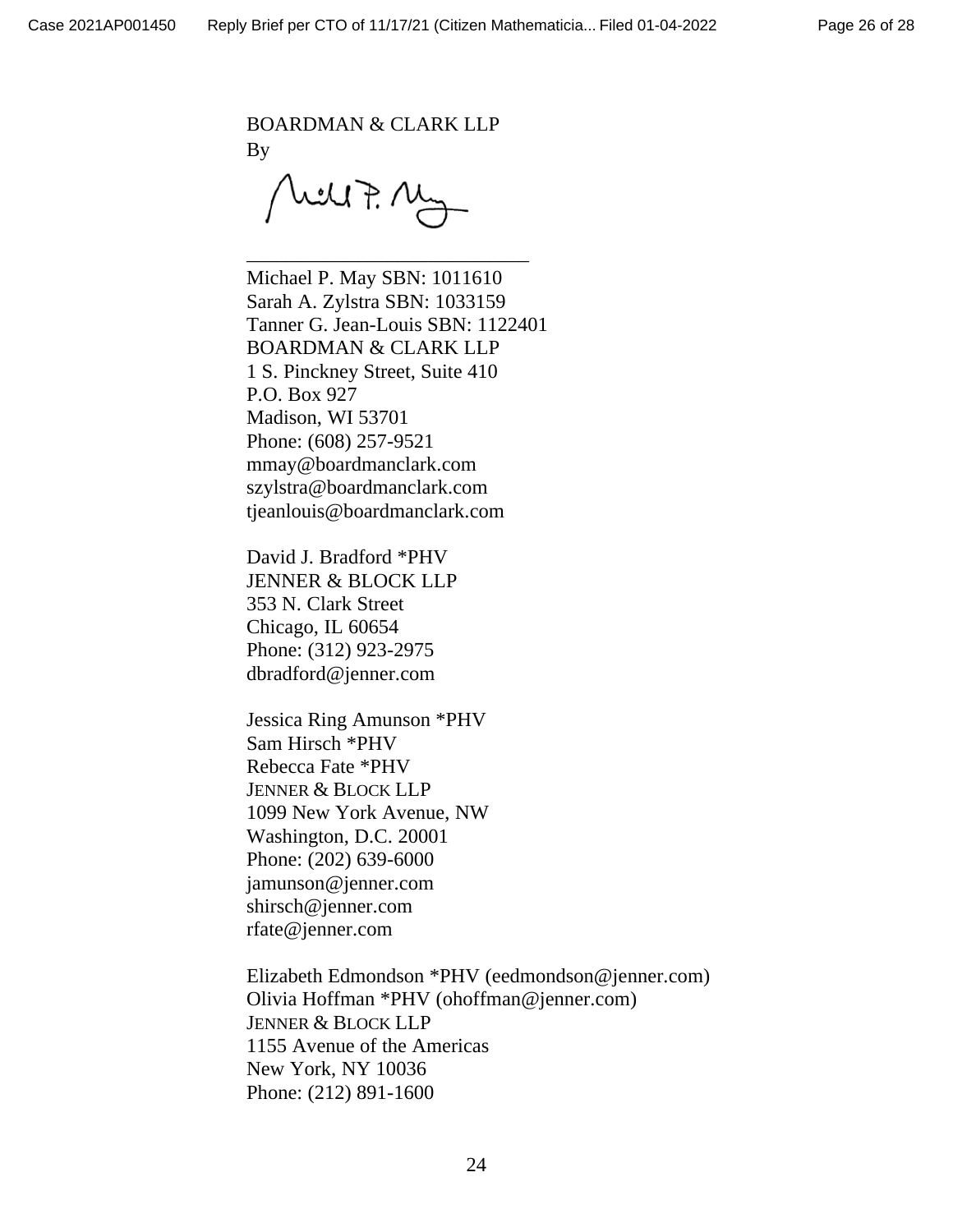BOARDMAN & CLARK LLP
By

_____________________________

Michael P. May SBN: 1011610
Sarah A. Zylstra SBN: 1033159
Tanner G. Jean-Louis SBN: 1122401
BOARDMAN & CLARK LLP
1 S. Pinckney Street, Suite 410
P.O. Box 927
Madison, WI 53701
Phone: (608) 257-9521
mmay@boardmanclark.com
szylstra@boardmanclark.com
tjeanlouis@boardmanclark.com

David J. Bradford *PHV
JENNER & BLOCK LLP
353 N. Clark Street
Chicago, IL 60654
Phone: (312) 923-2975
dbradford@jenner.com

Jessica Ring Amunson *PHV
Sam Hirsch *PHV
Rebecca Fate *PHV
JENNER & BLOCK LLP
1099 New York Avenue, NW
Washington, D.C. 20001
Phone: (202) 639-6000
jamunson@jenner.com
shirsch@jenner.com
rfate@jenner.com

Elizabeth Edmondson *PHV (eedmondson@jenner.com)
Olivia Hoffman *PHV (ohoffman@jenner.com)
JENNER & BLOCK LLP
1155 Avenue of the Americas
New York, NY 10036
Phone: (212) 891-1600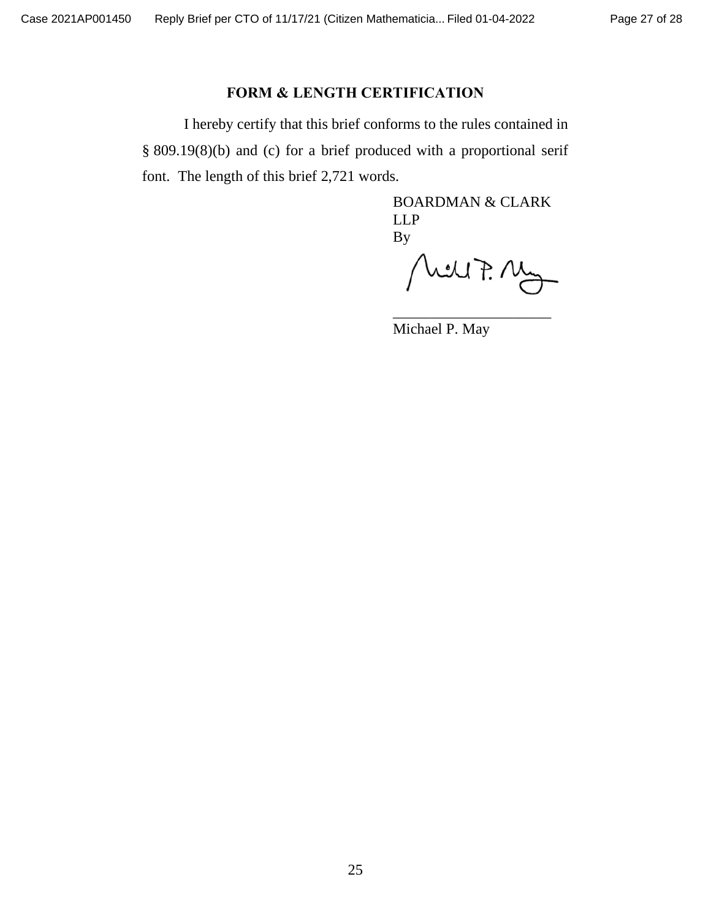## FORM & LENGTH CERTIFICATION

I hereby certify that this brief conforms to the rules contained in § 809.19(8)(b) and (c) for a brief produced with a proportional serif font. The length of this brief 2,721 words.

BOARDMAN & CLARK LLP
By

\_\_\_\_\_\_\_\_\_\_\_\_\_\_\_\_\_\_\_\_\_\_
Michael P. May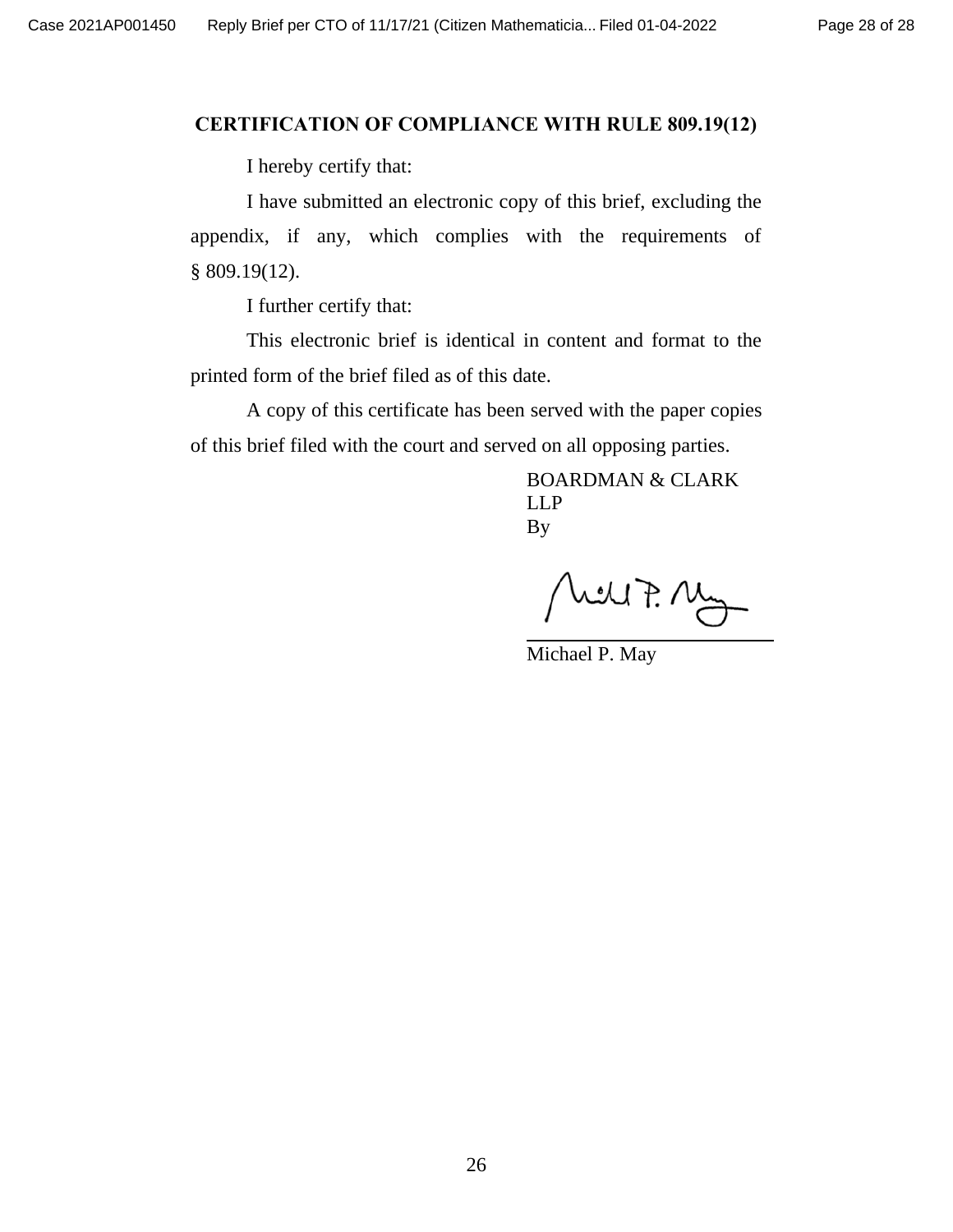## CERTIFICATION OF COMPLIANCE WITH RULE 809.19(12)

I hereby certify that:

I have submitted an electronic copy of this brief, excluding the appendix, if any, which complies with the requirements of § 809.19(12).

I further certify that:

This electronic brief is identical in content and format to the printed form of the brief filed as of this date.

A copy of this certificate has been served with the paper copies of this brief filed with the court and served on all opposing parties.

BOARDMAN & CLARK LLP
By

Michael P. May